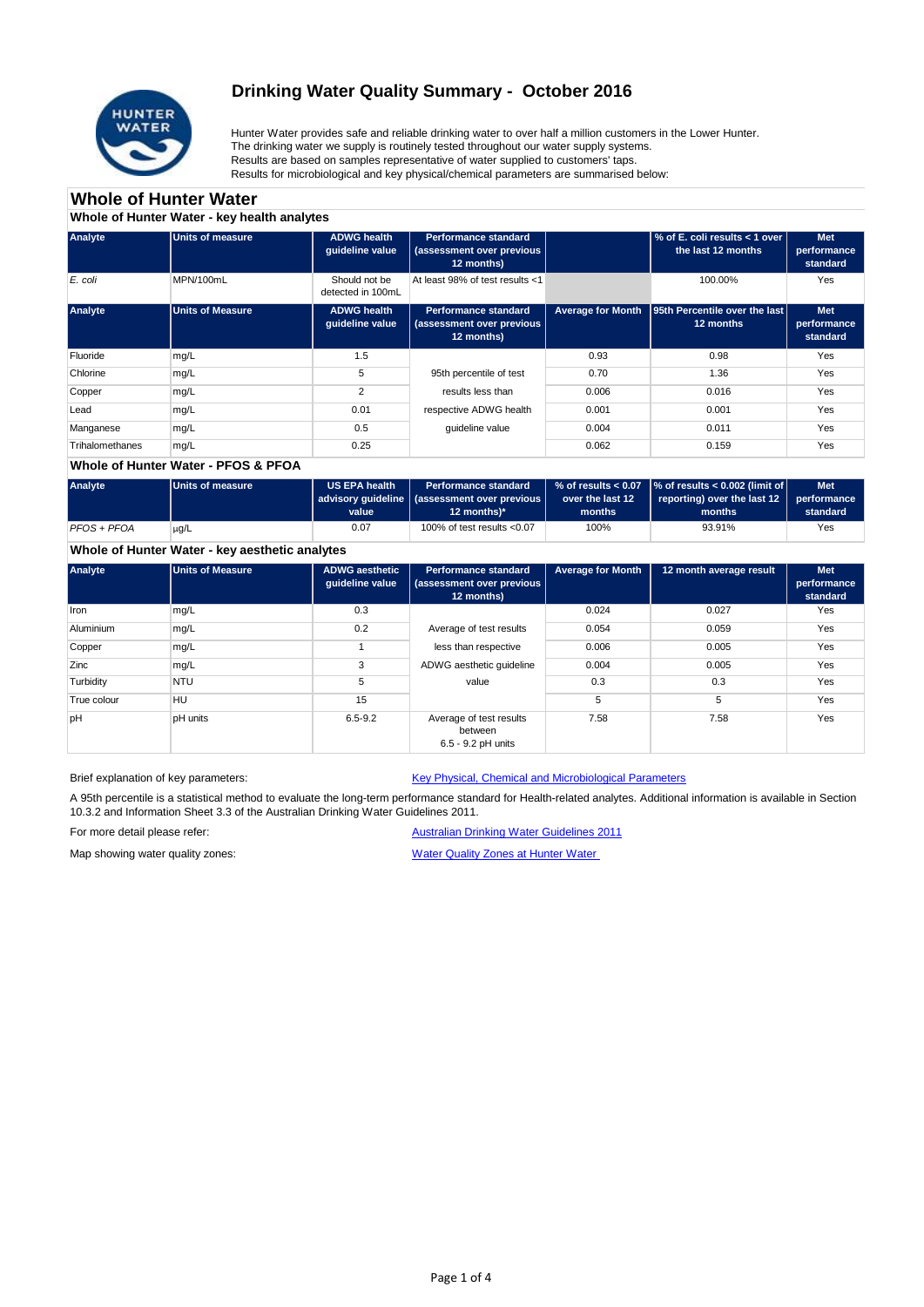# Drinking Water Quality Summary - October 2016

Hunter Water provides safe and reliable drinking water to over half a million customers in the Lower Hunter.
The drinking water we supply is routinely tested throughout our water supply systems.
Results are based on samples representative of water supplied to customers' taps.
Results for microbiological and key physical/chemical parameters are summarised below:

## Whole of Hunter Water

### Whole of Hunter Water - key health analytes

| Analyte | Units of measure | ADWG health guideline value | Performance standard (assessment over previous 12 months) | | % of E. coli results < 1 over the last 12 months | Met performance standard |
|---|---|---|---|---|---|---|
| *E. coli* | MPN/100mL | Should not be detected in 100mL | At least 98% of test results <1 | | 100.00% | Yes |

| Analyte | Units of Measure | ADWG health guideline value | Performance standard (assessment over previous 12 months) | Average for Month | 95th Percentile over the last 12 months | Met performance standard |
|---|---|---|---|---|---|---|
| Fluoride | mg/L | 1.5 | 95th percentile of test results less than respective ADWG health guideline value | 0.93 | 0.98 | Yes |
| Chlorine | mg/L | 5 | | 0.70 | 1.36 | Yes |
| Copper | mg/L | 2 | | 0.006 | 0.016 | Yes |
| Lead | mg/L | 0.01 | | 0.001 | 0.001 | Yes |
| Manganese | mg/L | 0.5 | | 0.004 | 0.011 | Yes |
| Trihalomethanes | mg/L | 0.25 | | 0.062 | 0.159 | Yes |

### Whole of Hunter Water - PFOS & PFOA

| Analyte | Units of measure | US EPA health advisory guideline value | Performance standard (assessment over previous 12 months)* | % of results < 0.07 over the last 12 months | % of results < 0.002 (limit of reporting) over the last 12 months | Met performance standard |
|---|---|---|---|---|---|---|
| *PFOS + PFOA* | µg/L | 0.07 | 100% of test results <0.07 | 100% | 93.91% | Yes |

### Whole of Hunter Water - key aesthetic analytes

| Analyte | Units of Measure | ADWG aesthetic guideline value | Performance standard (assessment over previous 12 months) | Average for Month | 12 month average result | Met performance standard |
|---|---|---|---|---|---|---|
| Iron | mg/L | 0.3 | Average of test results less than respective ADWG aesthetic guideline value | 0.024 | 0.027 | Yes |
| Aluminium | mg/L | 0.2 | | 0.054 | 0.059 | Yes |
| Copper | mg/L | 1 | | 0.006 | 0.005 | Yes |
| Zinc | mg/L | 3 | | 0.004 | 0.005 | Yes |
| Turbidity | NTU | 5 | | 0.3 | 0.3 | Yes |
| True colour | HU | 15 | | 5 | 5 | Yes |
| pH | pH units | 6.5-9.2 | Average of test results between 6.5 - 9.2 pH units | 7.58 | 7.58 | Yes |

Brief explanation of key parameters: [Key Physical, Chemical and Microbiological Parameters]

A 95th percentile is a statistical method to evaluate the long-term performance standard for Health-related analytes. Additional information is available in Section 10.3.2 and Information Sheet 3.3 of the Australian Drinking Water Guidelines 2011.

For more detail please refer: [Australian Drinking Water Guidelines 2011]

Map showing water quality zones: [Water Quality Zones at Hunter Water]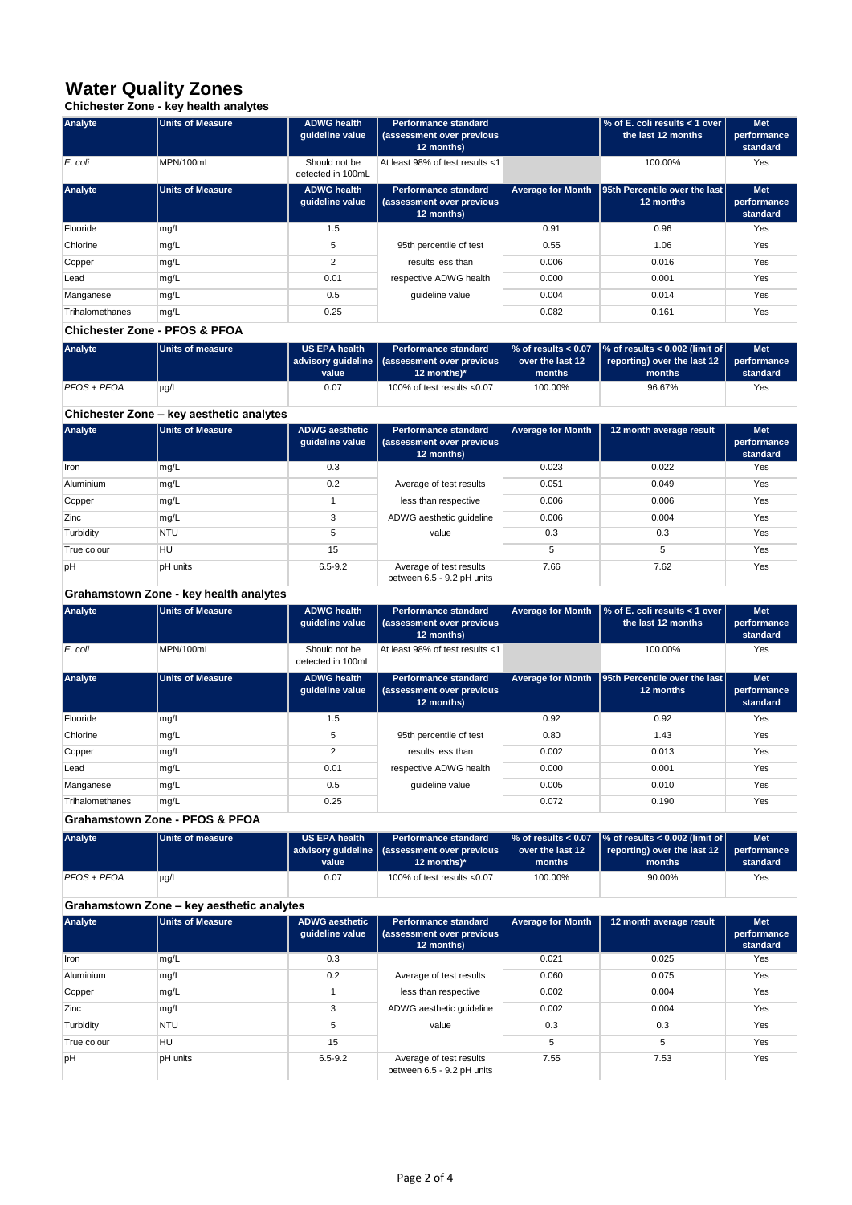# Water Quality Zones

## Chichester Zone - key health analytes

| Analyte | Units of Measure | ADWG health guideline value | Performance standard (assessment over previous 12 months) | | % of E. coli results < 1 over the last 12 months | Met performance standard |
|---|---|---|---|---|---|---|
| *E. coli* | MPN/100mL | Should not be detected in 100mL | At least 98% of test results <1 | | 100.00% | Yes |

| Analyte | Units of Measure | ADWG health guideline value | Performance standard (assessment over previous 12 months) | Average for Month | 95th Percentile over the last 12 months | Met performance standard |
|---|---|---|---|---|---|---|
| Fluoride | mg/L | 1.5 | 95th percentile of test results less than respective ADWG health guideline value | 0.91 | 0.96 | Yes |
| Chlorine | mg/L | 5 | | 0.55 | 1.06 | Yes |
| Copper | mg/L | 2 | | 0.006 | 0.016 | Yes |
| Lead | mg/L | 0.01 | | 0.000 | 0.001 | Yes |
| Manganese | mg/L | 0.5 | | 0.004 | 0.014 | Yes |
| Trihalomethanes | mg/L | 0.25 | | 0.082 | 0.161 | Yes |

## Chichester Zone - PFOS & PFOA

| Analyte | Units of measure | US EPA health advisory guideline value | Performance standard (assessment over previous 12 months)* | % of results < 0.07 over the last 12 months | % of results < 0.002 (limit of reporting) over the last 12 months | Met performance standard |
|---|---|---|---|---|---|---|
| *PFOS + PFOA* | µg/L | 0.07 | 100% of test results <0.07 | 100.00% | 96.67% | Yes |

## Chichester Zone – key aesthetic analytes

| Analyte | Units of Measure | ADWG aesthetic guideline value | Performance standard (assessment over previous 12 months) | Average for Month | 12 month average result | Met performance standard |
|---|---|---|---|---|---|---|
| Iron | mg/L | 0.3 | Average of test results less than respective ADWG aesthetic guideline value | 0.023 | 0.022 | Yes |
| Aluminium | mg/L | 0.2 | | 0.051 | 0.049 | Yes |
| Copper | mg/L | 1 | | 0.006 | 0.006 | Yes |
| Zinc | mg/L | 3 | | 0.006 | 0.004 | Yes |
| Turbidity | NTU | 5 | | 0.3 | 0.3 | Yes |
| True colour | HU | 15 | | 5 | 5 | Yes |
| pH | pH units | 6.5-9.2 | Average of test results between 6.5 - 9.2 pH units | 7.66 | 7.62 | Yes |

## Grahamstown Zone - key health analytes

| Analyte | Units of Measure | ADWG health guideline value | Performance standard (assessment over previous 12 months) | Average for Month | % of E. coli results < 1 over the last 12 months | Met performance standard |
|---|---|---|---|---|---|---|
| *E. coli* | MPN/100mL | Should not be detected in 100mL | At least 98% of test results <1 | | 100.00% | Yes |

| Analyte | Units of Measure | ADWG health guideline value | Performance standard (assessment over previous 12 months) | Average for Month | 95th Percentile over the last 12 months | Met performance standard |
|---|---|---|---|---|---|---|
| Fluoride | mg/L | 1.5 | 95th percentile of test results less than respective ADWG health guideline value | 0.92 | 0.92 | Yes |
| Chlorine | mg/L | 5 | | 0.80 | 1.43 | Yes |
| Copper | mg/L | 2 | | 0.002 | 0.013 | Yes |
| Lead | mg/L | 0.01 | | 0.000 | 0.001 | Yes |
| Manganese | mg/L | 0.5 | | 0.005 | 0.010 | Yes |
| Trihalomethanes | mg/L | 0.25 | | 0.072 | 0.190 | Yes |

## Grahamstown Zone - PFOS & PFOA

| Analyte | Units of measure | US EPA health advisory guideline value | Performance standard (assessment over previous 12 months)* | % of results < 0.07 over the last 12 months | % of results < 0.002 (limit of reporting) over the last 12 months | Met performance standard |
|---|---|---|---|---|---|---|
| *PFOS + PFOA* | µg/L | 0.07 | 100% of test results <0.07 | 100.00% | 90.00% | Yes |

## Grahamstown Zone – key aesthetic analytes

| Analyte | Units of Measure | ADWG aesthetic guideline value | Performance standard (assessment over previous 12 months) | Average for Month | 12 month average result | Met performance standard |
|---|---|---|---|---|---|---|
| Iron | mg/L | 0.3 | Average of test results less than respective ADWG aesthetic guideline value | 0.021 | 0.025 | Yes |
| Aluminium | mg/L | 0.2 | | 0.060 | 0.075 | Yes |
| Copper | mg/L | 1 | | 0.002 | 0.004 | Yes |
| Zinc | mg/L | 3 | | 0.002 | 0.004 | Yes |
| Turbidity | NTU | 5 | | 0.3 | 0.3 | Yes |
| True colour | HU | 15 | | 5 | 5 | Yes |
| pH | pH units | 6.5-9.2 | Average of test results between 6.5 - 9.2 pH units | 7.55 | 7.53 | Yes |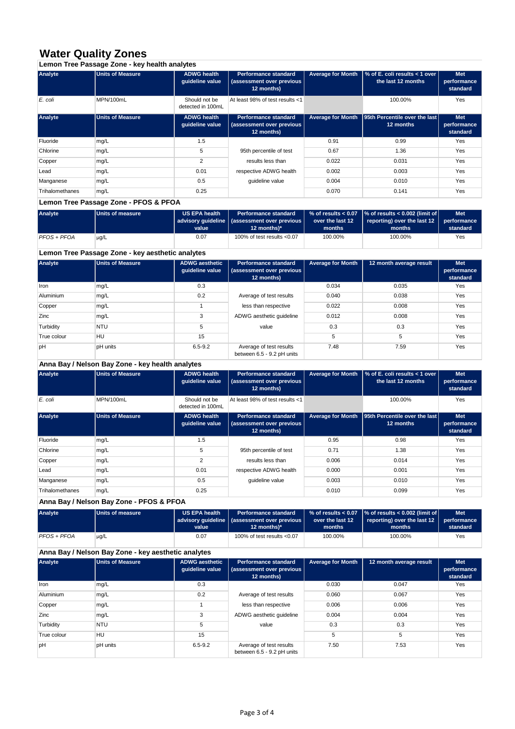# Water Quality Zones

### Lemon Tree Passage Zone - key health analytes

| Analyte | Units of Measure | ADWG health guideline value | Performance standard (assessment over previous 12 months) | Average for Month | % of E. coli results < 1 over the last 12 months | Met performance standard |
|---|---|---|---|---|---|---|
| *E. coli* | MPN/100mL | Should not be detected in 100mL | At least 98% of test results <1 | | 100.00% | Yes |

| Analyte | Units of Measure | ADWG health guideline value | Performance standard (assessment over previous 12 months) | Average for Month | 95th Percentile over the last 12 months | Met performance standard |
|---|---|---|---|---|---|---|
| Fluoride | mg/L | 1.5 | 95th percentile of test results less than respective ADWG health guideline value | 0.91 | 0.99 | Yes |
| Chlorine | mg/L | 5 | | 0.67 | 1.36 | Yes |
| Copper | mg/L | 2 | | 0.022 | 0.031 | Yes |
| Lead | mg/L | 0.01 | | 0.002 | 0.003 | Yes |
| Manganese | mg/L | 0.5 | | 0.004 | 0.010 | Yes |
| Trihalomethanes | mg/L | 0.25 | | 0.070 | 0.141 | Yes |

### Lemon Tree Passage Zone - PFOS & PFOA

| Analyte | Units of measure | US EPA health advisory guideline value | Performance standard (assessment over previous 12 months)* | % of results < 0.07 over the last 12 months | % of results < 0.002 (limit of reporting) over the last 12 months | Met performance standard |
|---|---|---|---|---|---|---|
| *PFOS + PFOA* | µg/L | 0.07 | 100% of test results <0.07 | 100.00% | 100.00% | Yes |

### Lemon Tree Passage Zone - key aesthetic analytes

| Analyte | Units of Measure | ADWG aesthetic guideline value | Performance standard (assessment over previous 12 months) | Average for Month | 12 month average result | Met performance standard |
|---|---|---|---|---|---|---|
| Iron | mg/L | 0.3 | Average of test results less than respective ADWG aesthetic guideline value | 0.034 | 0.035 | Yes |
| Aluminium | mg/L | 0.2 | | 0.040 | 0.038 | Yes |
| Copper | mg/L | 1 | | 0.022 | 0.008 | Yes |
| Zinc | mg/L | 3 | | 0.012 | 0.008 | Yes |
| Turbidity | NTU | 5 | | 0.3 | 0.3 | Yes |
| True colour | HU | 15 | | 5 | 5 | Yes |
| pH | pH units | 6.5-9.2 | Average of test results between 6.5 - 9.2 pH units | 7.48 | 7.59 | Yes |

### Anna Bay / Nelson Bay Zone - key health analytes

| Analyte | Units of Measure | ADWG health guideline value | Performance standard (assessment over previous 12 months) | Average for Month | % of E. coli results < 1 over the last 12 months | Met performance standard |
|---|---|---|---|---|---|---|
| *E. coli* | MPN/100mL | Should not be detected in 100mL | At least 98% of test results <1 | | 100.00% | Yes |

| Analyte | Units of Measure | ADWG health guideline value | Performance standard (assessment over previous 12 months) | Average for Month | 95th Percentile over the last 12 months | Met performance standard |
|---|---|---|---|---|---|---|
| Fluoride | mg/L | 1.5 | 95th percentile of test results less than respective ADWG health guideline value | 0.95 | 0.98 | Yes |
| Chlorine | mg/L | 5 | | 0.71 | 1.38 | Yes |
| Copper | mg/L | 2 | | 0.006 | 0.014 | Yes |
| Lead | mg/L | 0.01 | | 0.000 | 0.001 | Yes |
| Manganese | mg/L | 0.5 | | 0.003 | 0.010 | Yes |
| Trihalomethanes | mg/L | 0.25 | | 0.010 | 0.099 | Yes |

### Anna Bay / Nelson Bay Zone - PFOS & PFOA

| Analyte | Units of measure | US EPA health advisory guideline value | Performance standard (assessment over previous 12 months)* | % of results < 0.07 over the last 12 months | % of results < 0.002 (limit of reporting) over the last 12 months | Met performance standard |
|---|---|---|---|---|---|---|
| *PFOS + PFOA* | µg/L | 0.07 | 100% of test results <0.07 | 100.00% | 100.00% | Yes |

### Anna Bay / Nelson Bay Zone - key aesthetic analytes

| Analyte | Units of Measure | ADWG aesthetic guideline value | Performance standard (assessment over previous 12 months) | Average for Month | 12 month average result | Met performance standard |
|---|---|---|---|---|---|---|
| Iron | mg/L | 0.3 | Average of test results less than respective ADWG aesthetic guideline value | 0.030 | 0.047 | Yes |
| Aluminium | mg/L | 0.2 | | 0.060 | 0.067 | Yes |
| Copper | mg/L | 1 | | 0.006 | 0.006 | Yes |
| Zinc | mg/L | 3 | | 0.004 | 0.004 | Yes |
| Turbidity | NTU | 5 | | 0.3 | 0.3 | Yes |
| True colour | HU | 15 | | 5 | 5 | Yes |
| pH | pH units | 6.5-9.2 | Average of test results between 6.5 - 9.2 pH units | 7.50 | 7.53 | Yes |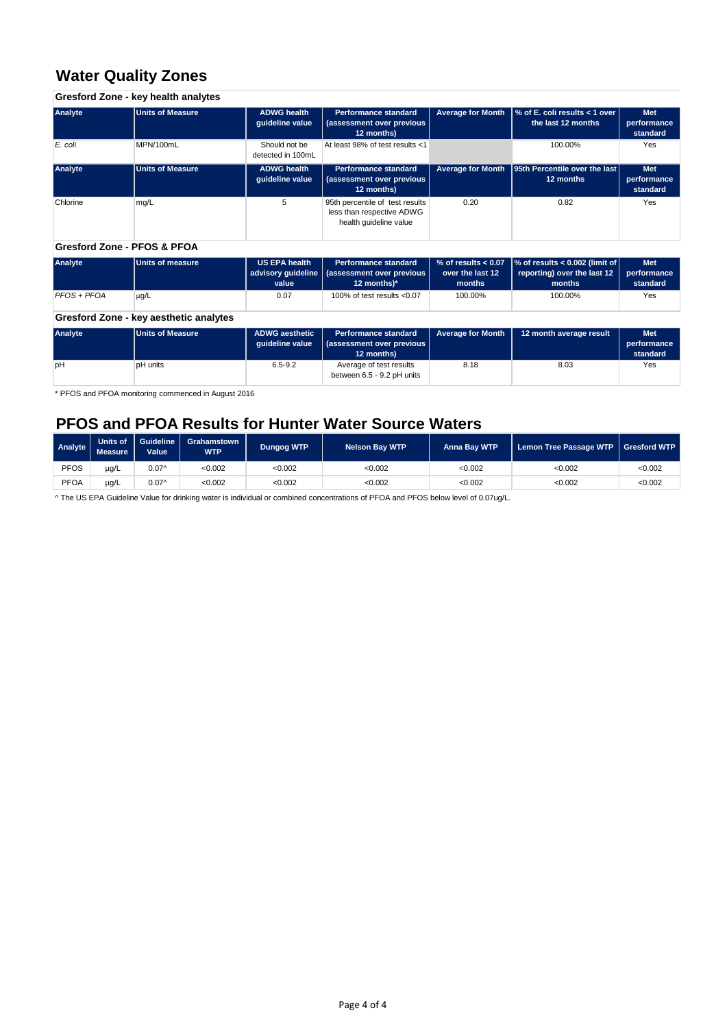# Water Quality Zones

### Gresford Zone - key health analytes

| Analyte | Units of Measure | ADWG health guideline value | Performance standard (assessment over previous 12 months) | Average for Month | % of E. coli results < 1 over the last 12 months | Met performance standard |
|---|---|---|---|---|---|---|
| *E. coli* | MPN/100mL | Should not be detected in 100mL | At least 98% of test results <1 | | 100.00% | Yes |

| Analyte | Units of Measure | ADWG health guideline value | Performance standard (assessment over previous 12 months) | Average for Month | 95th Percentile over the last 12 months | Met performance standard |
|---|---|---|---|---|---|---|
| Chlorine | mg/L | 5 | 95th percentile of test results less than respective ADWG health guideline value | 0.20 | 0.82 | Yes |

### Gresford Zone - PFOS & PFOA

| Analyte | Units of measure | US EPA health advisory guideline value | Performance standard (assessment over previous 12 months)* | % of results < 0.07 over the last 12 months | % of results < 0.002 (limit of reporting) over the last 12 months | Met performance standard |
|---|---|---|---|---|---|---|
| *PFOS + PFOA* | µg/L | 0.07 | 100% of test results <0.07 | 100.00% | 100.00% | Yes |

### Gresford Zone - key aesthetic analytes

| Analyte | Units of Measure | ADWG aesthetic guideline value | Performance standard (assessment over previous 12 months) | Average for Month | 12 month average result | Met performance standard |
|---|---|---|---|---|---|---|
| pH | pH units | 6.5-9.2 | Average of test results between 6.5 - 9.2 pH units | 8.18 | 8.03 | Yes |

\* PFOS and PFOA monitoring commenced in August 2016

# PFOS and PFOA Results for Hunter Water Source Waters

| Analyte | Units of Measure | Guideline Value | Grahamstown WTP | Dungog WTP | Nelson Bay WTP | Anna Bay WTP | Lemon Tree Passage WTP | Gresford WTP |
|---|---|---|---|---|---|---|---|---|
| PFOS | µg/L | 0.07^ | <0.002 | <0.002 | <0.002 | <0.002 | <0.002 | <0.002 |
| PFOA | µg/L | 0.07^ | <0.002 | <0.002 | <0.002 | <0.002 | <0.002 | <0.002 |

^ The US EPA Guideline Value for drinking water is individual or combined concentrations of PFOA and PFOS below level of 0.07ug/L.